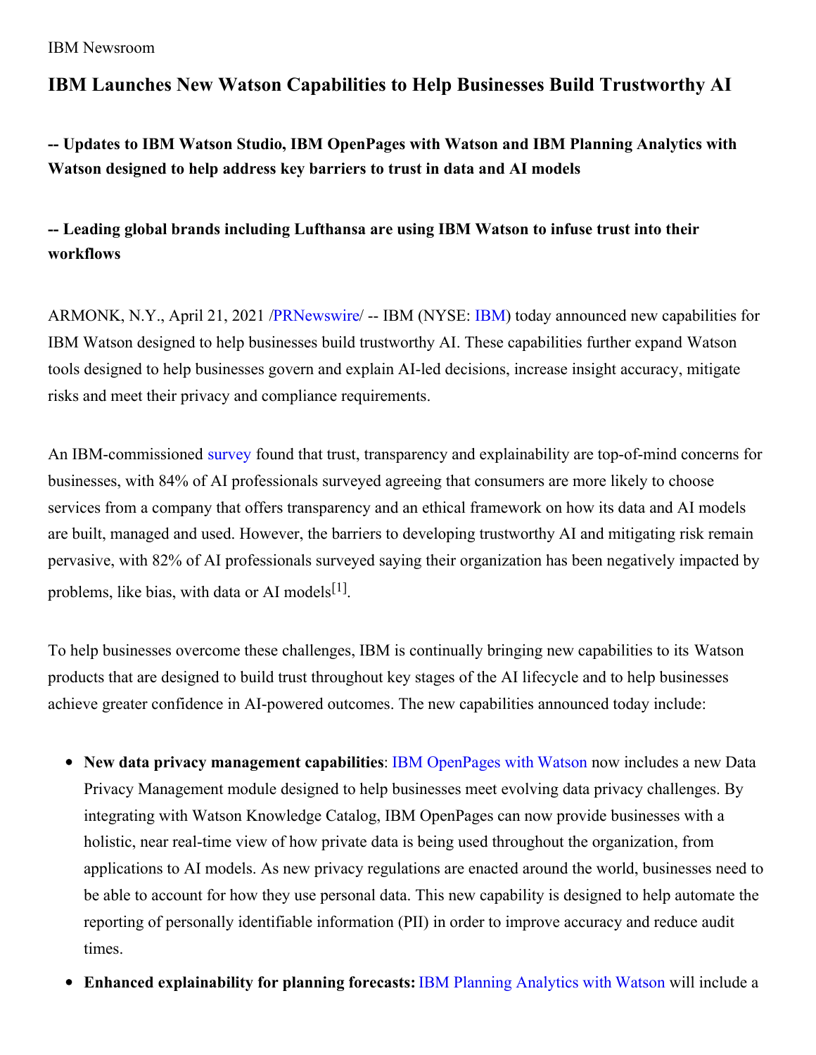IBM Newsroom

# IBM Launches New Watson Capabilities to Help Businesses Build Trustworthy AI

### -- Updates to IBM Watson Studio, IBM OpenPages with Watson and IBM Planning Analytics with Watson designed to help address key barriers to trust in data and AI models

### -- Leading global brands including Lufthansa are using IBM Watson to infuse trust into their workflows

ARMONK, N.Y., April 21, 2021 /PRNewswire/ -- IBM (NYSE: IBM) today announced new capabilities for IBM Watson designed to help businesses build trustworthy AI. These capabilities further expand Watson tools designed to help businesses govern and explain AI-led decisions, increase insight accuracy, mitigate risks and meet their privacy and compliance requirements.

An IBM-commissioned survey found that trust, transparency and explainability are top-of-mind concerns for businesses, with 84% of AI professionals surveyed agreeing that consumers are more likely to choose services from a company that offers transparency and an ethical framework on how its data and AI models are built, managed and used. However, the barriers to developing trustworthy AI and mitigating risk remain pervasive, with 82% of AI professionals surveyed saying their organization has been negatively impacted by problems, like bias, with data or AI models[1].

To help businesses overcome these challenges, IBM is continually bringing new capabilities to its Watson products that are designed to build trust throughout key stages of the AI lifecycle and to help businesses achieve greater confidence in AI-powered outcomes. The new capabilities announced today include:

- **New data privacy management capabilities**: IBM OpenPages with Watson now includes a new Data Privacy Management module designed to help businesses meet evolving data privacy challenges. By integrating with Watson Knowledge Catalog, IBM OpenPages can now provide businesses with a holistic, near real-time view of how private data is being used throughout the organization, from applications to AI models. As new privacy regulations are enacted around the world, businesses need to be able to account for how they use personal data. This new capability is designed to help automate the reporting of personally identifiable information (PII) in order to improve accuracy and reduce audit times.
- **Enhanced explainability for planning forecasts:** IBM Planning Analytics with Watson will include a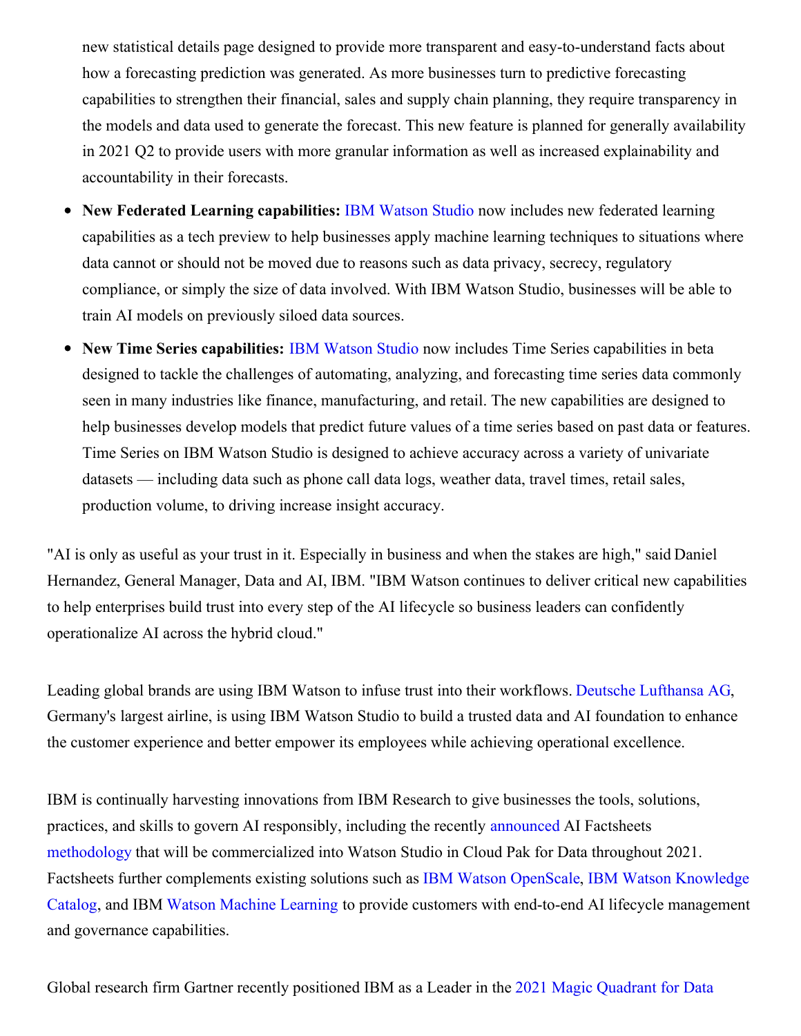new statistical details page designed to provide more transparent and easy-to-understand facts about how a forecasting prediction was generated. As more businesses turn to predictive forecasting capabilities to strengthen their financial, sales and supply chain planning, they require transparency in the models and data used to generate the forecast. This new feature is planned for generally availability in 2021 Q2 to provide users with more granular information as well as increased explainability and accountability in their forecasts.

- **New Federated Learning capabilities:** IBM Watson Studio now includes new federated learning capabilities as a tech preview to help businesses apply machine learning techniques to situations where data cannot or should not be moved due to reasons such as data privacy, secrecy, regulatory compliance, or simply the size of data involved. With IBM Watson Studio, businesses will be able to train AI models on previously siloed data sources.
- **New Time Series capabilities:** IBM Watson Studio now includes Time Series capabilities in beta designed to tackle the challenges of automating, analyzing, and forecasting time series data commonly seen in many industries like finance, manufacturing, and retail. The new capabilities are designed to help businesses develop models that predict future values of a time series based on past data or features. Time Series on IBM Watson Studio is designed to achieve accuracy across a variety of univariate datasets — including data such as phone call data logs, weather data, travel times, retail sales, production volume, to driving increase insight accuracy.

"AI is only as useful as your trust in it. Especially in business and when the stakes are high," said Daniel Hernandez, General Manager, Data and AI, IBM. "IBM Watson continues to deliver critical new capabilities to help enterprises build trust into every step of the AI lifecycle so business leaders can confidently operationalize AI across the hybrid cloud."

Leading global brands are using IBM Watson to infuse trust into their workflows. Deutsche Lufthansa AG, Germany's largest airline, is using IBM Watson Studio to build a trusted data and AI foundation to enhance the customer experience and better empower its employees while achieving operational excellence.

IBM is continually harvesting innovations from IBM Research to give businesses the tools, solutions, practices, and skills to govern AI responsibly, including the recently announced AI Factsheets methodology that will be commercialized into Watson Studio in Cloud Pak for Data throughout 2021. Factsheets further complements existing solutions such as IBM Watson OpenScale, IBM Watson Knowledge Catalog, and IBM Watson Machine Learning to provide customers with end-to-end AI lifecycle management and governance capabilities.

Global research firm Gartner recently positioned IBM as a Leader in the 2021 Magic Quadrant for Data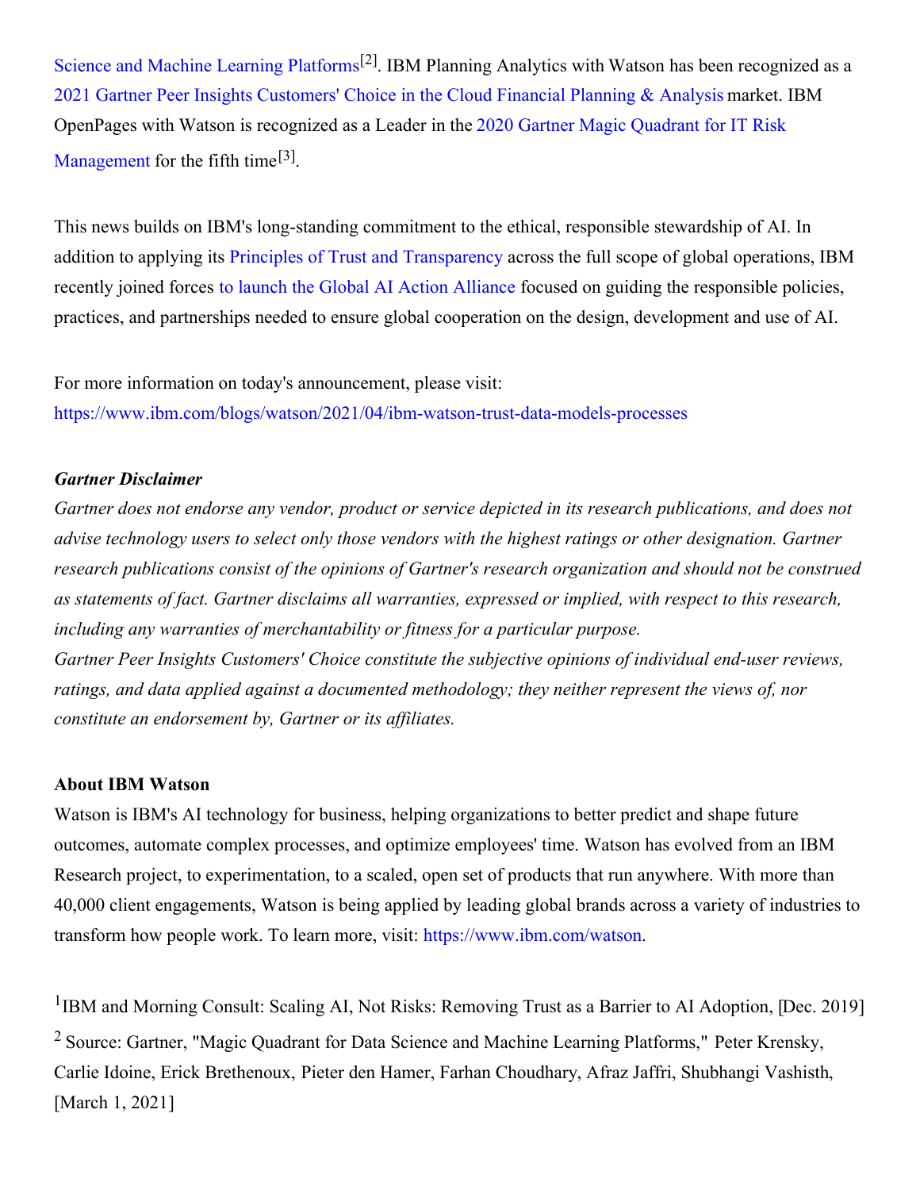Science and Machine Learning Platforms[2]. IBM Planning Analytics with Watson has been recognized as a 2021 Gartner Peer Insights Customers' Choice in the Cloud Financial Planning & Analysis market. IBM OpenPages with Watson is recognized as a Leader in the 2020 Gartner Magic Quadrant for IT Risk Management for the fifth time[3].

This news builds on IBM's long-standing commitment to the ethical, responsible stewardship of AI. In addition to applying its Principles of Trust and Transparency across the full scope of global operations, IBM recently joined forces to launch the Global AI Action Alliance focused on guiding the responsible policies, practices, and partnerships needed to ensure global cooperation on the design, development and use of AI.

For more information on today's announcement, please visit:
https://www.ibm.com/blogs/watson/2021/04/ibm-watson-trust-data-models-processes

***Gartner Disclaimer***

*Gartner does not endorse any vendor, product or service depicted in its research publications, and does not advise technology users to select only those vendors with the highest ratings or other designation. Gartner research publications consist of the opinions of Gartner's research organization and should not be construed as statements of fact. Gartner disclaims all warranties, expressed or implied, with respect to this research, including any warranties of merchantability or fitness for a particular purpose.*
*Gartner Peer Insights Customers' Choice constitute the subjective opinions of individual end-user reviews, ratings, and data applied against a documented methodology; they neither represent the views of, nor constitute an endorsement by, Gartner or its affiliates.*

**About IBM Watson**

Watson is IBM's AI technology for business, helping organizations to better predict and shape future outcomes, automate complex processes, and optimize employees' time. Watson has evolved from an IBM Research project, to experimentation, to a scaled, open set of products that run anywhere. With more than 40,000 client engagements, Watson is being applied by leading global brands across a variety of industries to transform how people work. To learn more, visit: https://www.ibm.com/watson.

[1] IBM and Morning Consult: Scaling AI, Not Risks: Removing Trust as a Barrier to AI Adoption, [Dec. 2019]

[2] Source: Gartner, "Magic Quadrant for Data Science and Machine Learning Platforms," Peter Krensky, Carlie Idoine, Erick Brethenoux, Pieter den Hamer, Farhan Choudhary, Afraz Jaffri, Shubhangi Vashisth, [March 1, 2021]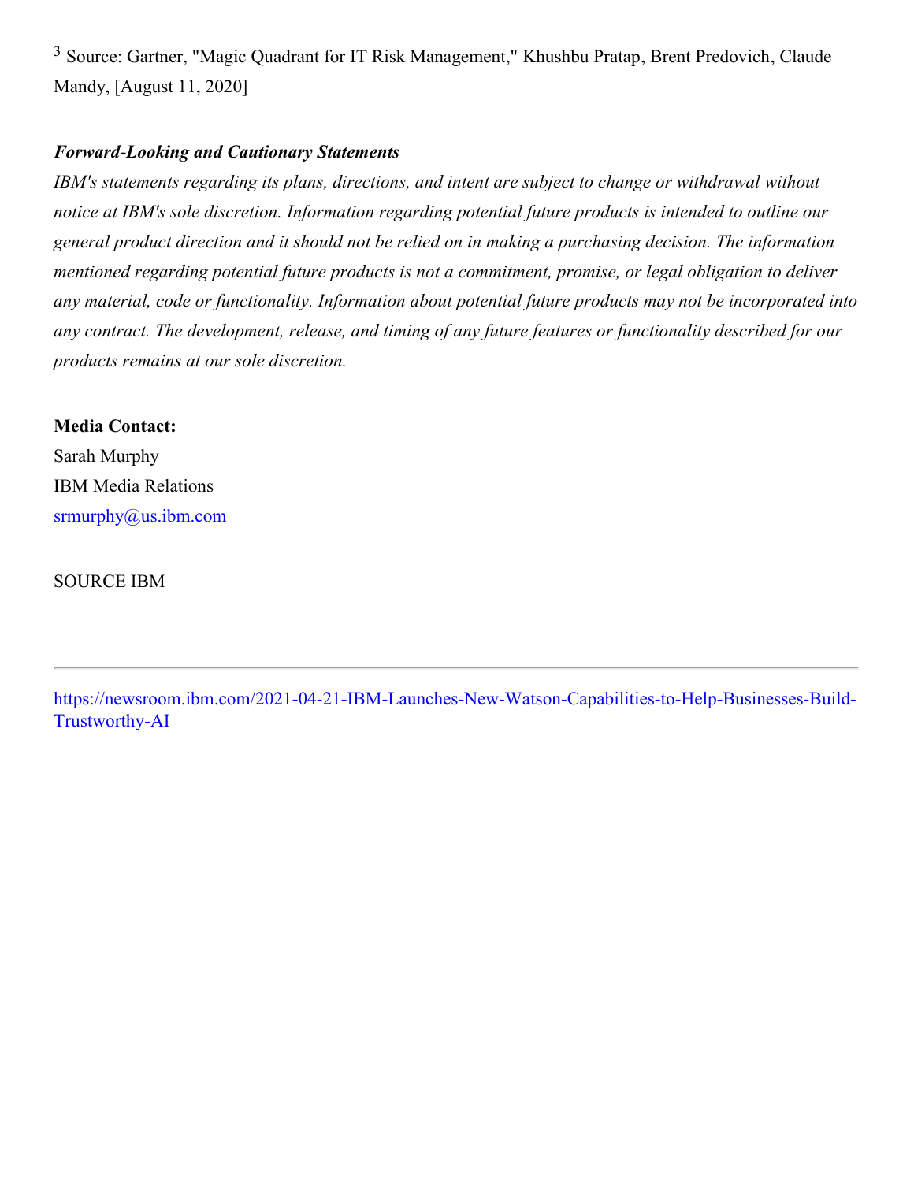[3] Source: Gartner, "Magic Quadrant for IT Risk Management," Khushbu Pratap, Brent Predovich, Claude Mandy, [August 11, 2020]

***Forward-Looking and Cautionary Statements***

*IBM's statements regarding its plans, directions, and intent are subject to change or withdrawal without notice at IBM's sole discretion. Information regarding potential future products is intended to outline our general product direction and it should not be relied on in making a purchasing decision. The information mentioned regarding potential future products is not a commitment, promise, or legal obligation to deliver any material, code or functionality. Information about potential future products may not be incorporated into any contract. The development, release, and timing of any future features or functionality described for our products remains at our sole discretion.*

**Media Contact:**
Sarah Murphy
IBM Media Relations
srmurphy@us.ibm.com

SOURCE IBM

---

https://newsroom.ibm.com/2021-04-21-IBM-Launches-New-Watson-Capabilities-to-Help-Businesses-Build-Trustworthy-AI